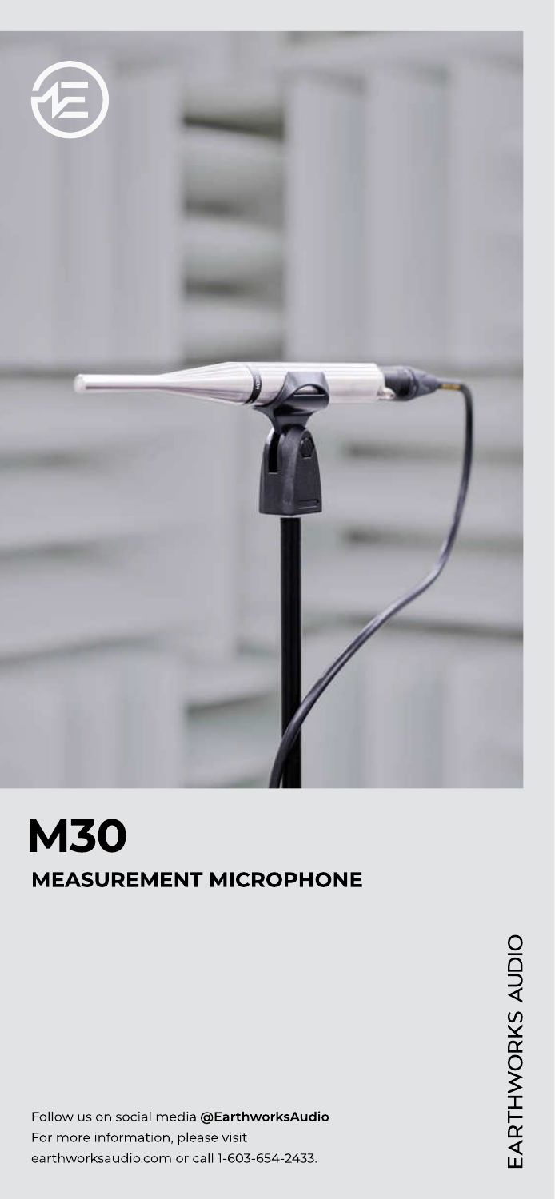# M30

## MEASUREMENT MICROPHONE

EARTHWORKS AUDIO

Follow us on social media **@EarthworksAudio**
For more information, please visit
earthworksaudio.com or call 1-603-654-2433.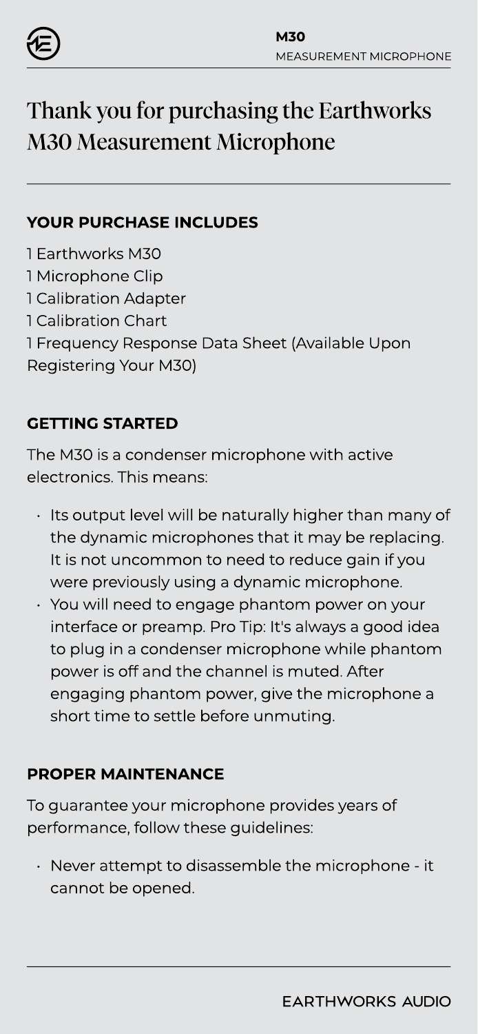# Thank you for purchasing the Earthworks M30 Measurement Microphone

## YOUR PURCHASE INCLUDES

1 Earthworks M30
1 Microphone Clip
1 Calibration Adapter
1 Calibration Chart
1 Frequency Response Data Sheet (Available Upon Registering Your M30)

## GETTING STARTED

The M30 is a condenser microphone with active electronics. This means:

- Its output level will be naturally higher than many of the dynamic microphones that it may be replacing. It is not uncommon to need to reduce gain if you were previously using a dynamic microphone.
- You will need to engage phantom power on your interface or preamp. Pro Tip: It's always a good idea to plug in a condenser microphone while phantom power is off and the channel is muted. After engaging phantom power, give the microphone a short time to settle before unmuting.

## PROPER MAINTENANCE

To guarantee your microphone provides years of performance, follow these guidelines:

- Never attempt to disassemble the microphone - it cannot be opened.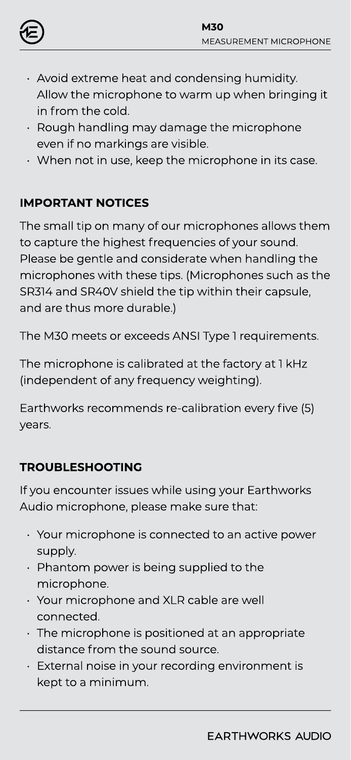- Avoid extreme heat and condensing humidity. Allow the microphone to warm up when bringing it in from the cold.
- Rough handling may damage the microphone even if no markings are visible.
- When not in use, keep the microphone in its case.

## IMPORTANT NOTICES

The small tip on many of our microphones allows them to capture the highest frequencies of your sound. Please be gentle and considerate when handling the microphones with these tips. (Microphones such as the SR314 and SR40V shield the tip within their capsule, and are thus more durable.)

The M30 meets or exceeds ANSI Type 1 requirements.

The microphone is calibrated at the factory at 1 kHz (independent of any frequency weighting).

Earthworks recommends re-calibration every five (5) years.

## TROUBLESHOOTING

If you encounter issues while using your Earthworks Audio microphone, please make sure that:

- Your microphone is connected to an active power supply.
- Phantom power is being supplied to the microphone.
- Your microphone and XLR cable are well connected.
- The microphone is positioned at an appropriate distance from the sound source.
- External noise in your recording environment is kept to a minimum.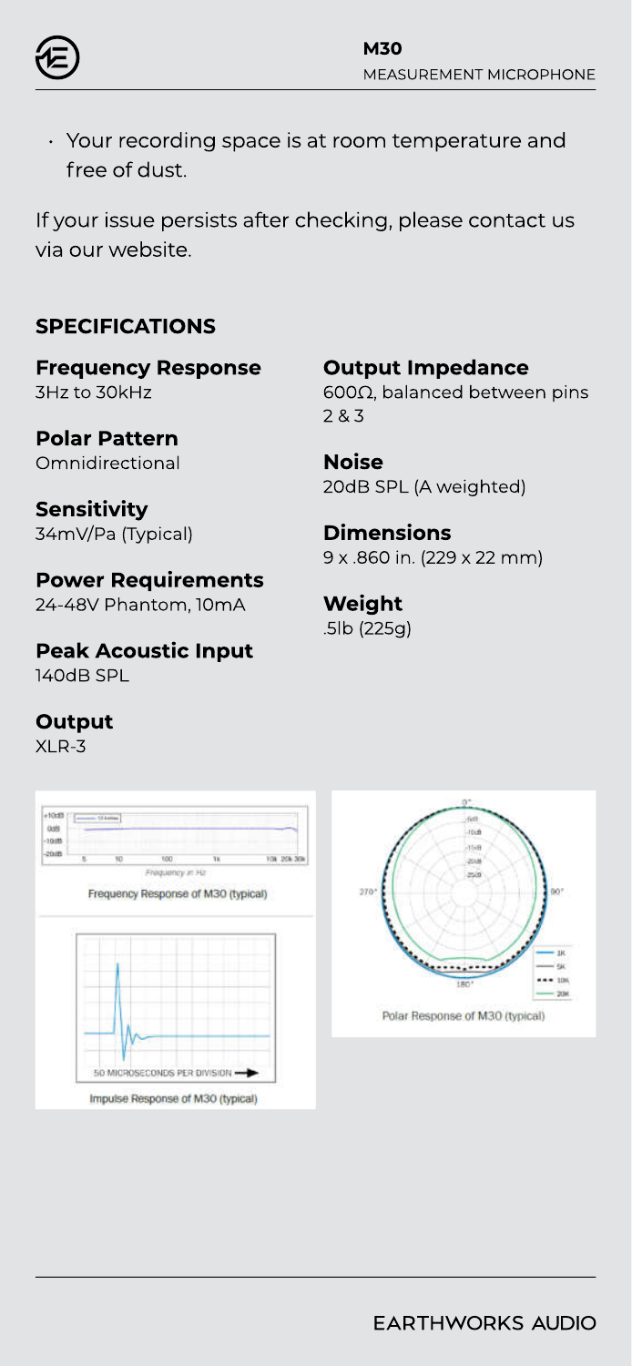- Your recording space is at room temperature and free of dust.

If your issue persists after checking, please contact us via our website.

## SPECIFICATIONS

**Frequency Response**
3Hz to 30kHz

**Polar Pattern**
Omnidirectional

**Sensitivity**
34mV/Pa (Typical)

**Power Requirements**
24-48V Phantom, 10mA

**Peak Acoustic Input**
140dB SPL

**Output**
XLR-3

**Output Impedance**
600Ω, balanced between pins 2 & 3

**Noise**
20dB SPL (A weighted)

**Dimensions**
9 x .860 in. (229 x 22 mm)

**Weight**
.5lb (225g)

Frequency Response of M30 (typical)

Impulse Response of M30 (typical)

Polar Response of M30 (typical)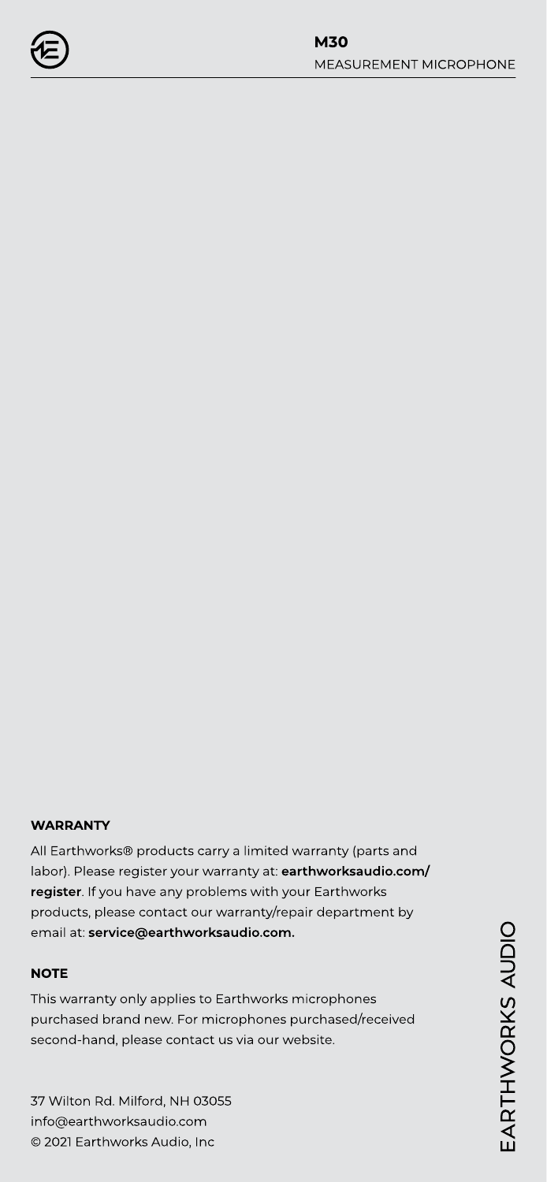**M30**
MEASUREMENT MICROPHONE

## WARRANTY

All Earthworks® products carry a limited warranty (parts and labor). Please register your warranty at: **earthworksaudio.com/register**. If you have any problems with your Earthworks products, please contact our warranty/repair department by email at: **service@earthworksaudio.com.**

## NOTE

This warranty only applies to Earthworks microphones purchased brand new. For microphones purchased/received second-hand, please contact us via our website.

37 Wilton Rd. Milford, NH 03055
info@earthworksaudio.com
© 2021 Earthworks Audio, Inc

EARTHWORKS AUDIO